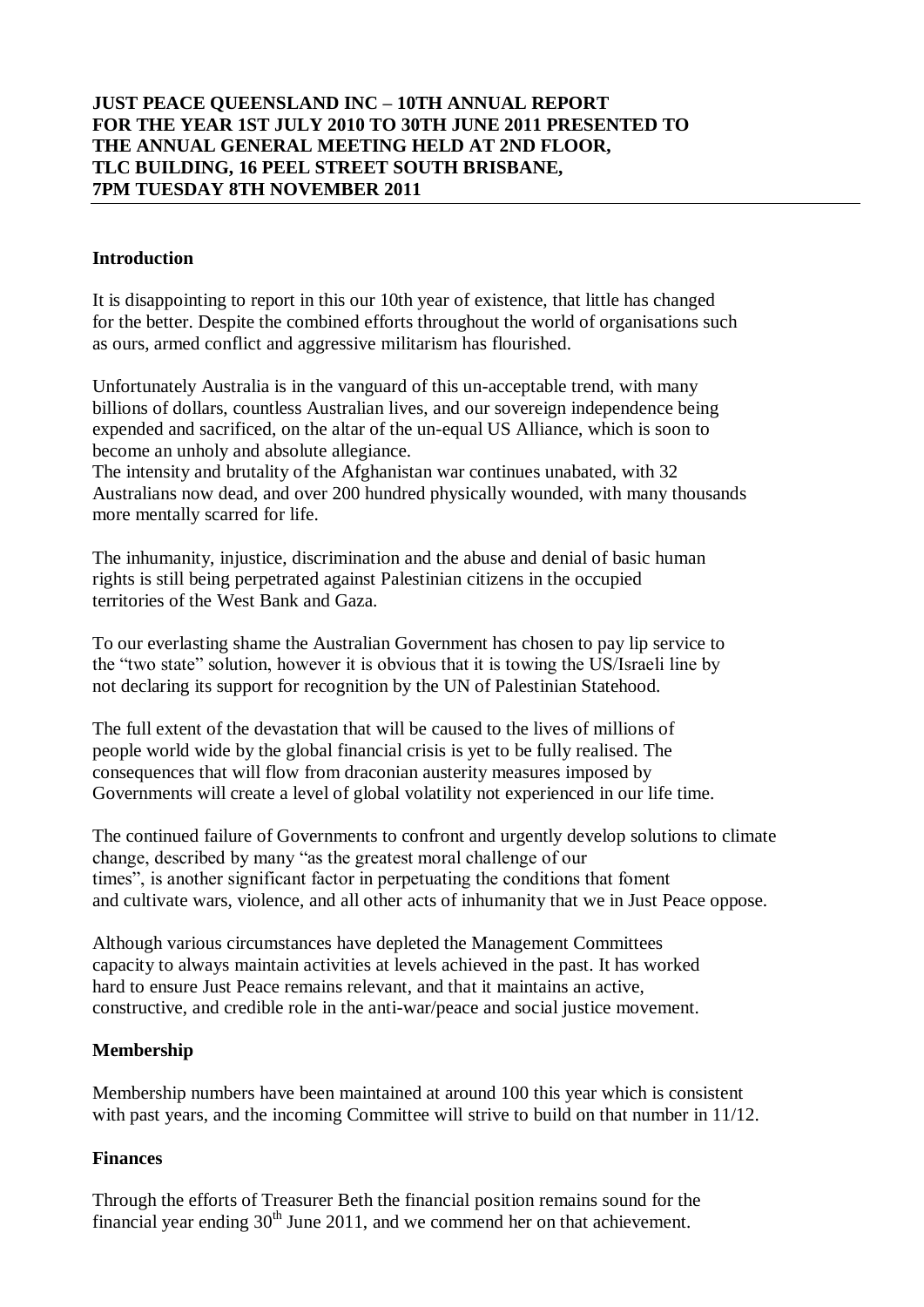**JUST PEACE QUEENSLAND INC – 10TH ANNUAL REPORT FOR THE YEAR 1ST JULY 2010 TO 30TH JUNE 2011 PRESENTED TO THE ANNUAL GENERAL MEETING HELD AT 2ND FLOOR, TLC BUILDING, 16 PEEL STREET SOUTH BRISBANE, 7PM TUESDAY 8TH NOVEMBER 2011**

## Introduction

It is disappointing to report in this our 10th year of existence, that little has changed for the better. Despite the combined efforts throughout the world of organisations such as ours, armed conflict and aggressive militarism has flourished.

Unfortunately Australia is in the vanguard of this un-acceptable trend, with many billions of dollars, countless Australian lives, and our sovereign independence being expended and sacrificed, on the altar of the un-equal US Alliance, which is soon to become an unholy and absolute allegiance.
The intensity and brutality of the Afghanistan war continues unabated, with 32 Australians now dead, and over 200 hundred physically wounded, with many thousands more mentally scarred for life.

The inhumanity, injustice, discrimination and the abuse and denial of basic human rights is still being perpetrated against Palestinian citizens in the occupied territories of the West Bank and Gaza.

To our everlasting shame the Australian Government has chosen to pay lip service to the "two state" solution, however it is obvious that it is towing the US/Israeli line by not declaring its support for recognition by the UN of Palestinian Statehood.

The full extent of the devastation that will be caused to the lives of millions of people world wide by the global financial crisis is yet to be fully realised. The consequences that will flow from draconian austerity measures imposed by Governments will create a level of global volatility not experienced in our life time.

The continued failure of Governments to confront and urgently develop solutions to climate change, described by many "as the greatest moral challenge of our times", is another significant factor in perpetuating the conditions that foment and cultivate wars, violence, and all other acts of inhumanity that we in Just Peace oppose.

Although various circumstances have depleted the Management Committees capacity to always maintain activities at levels achieved in the past. It has worked hard to ensure Just Peace remains relevant, and that it maintains an active, constructive, and credible role in the anti-war/peace and social justice movement.

## Membership

Membership numbers have been maintained at around 100 this year which is consistent with past years, and the incoming Committee will strive to build on that number in 11/12.

## Finances

Through the efforts of Treasurer Beth the financial position remains sound for the financial year ending 30th June 2011, and we commend her on that achievement.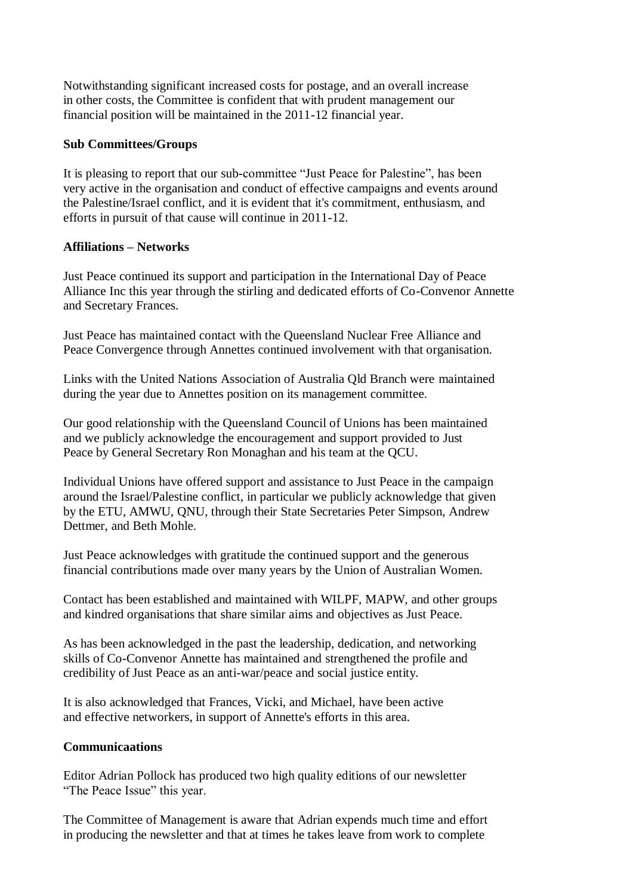Notwithstanding significant increased costs for postage, and an overall increase in other costs, the Committee is confident that with prudent management our financial position will be maintained in the 2011-12 financial year.

**Sub Committees/Groups**

It is pleasing to report that our sub-committee "Just Peace for Palestine", has been very active in the organisation and conduct of effective campaigns and events around the Palestine/Israel conflict, and it is evident that it's commitment, enthusiasm, and efforts in pursuit of that cause will continue in 2011-12.

**Affiliations – Networks**

Just Peace continued its support and participation in the International Day of Peace Alliance Inc this year through the stirling and dedicated efforts of Co-Convenor Annette and Secretary Frances.

Just Peace has maintained contact with the Queensland Nuclear Free Alliance and Peace Convergence through Annettes continued involvement with that organisation.

Links with the United Nations Association of Australia Qld Branch were maintained during the year due to Annettes position on its management committee.

Our good relationship with the Queensland Council of Unions has been maintained and we publicly acknowledge the encouragement and support provided to Just Peace by General Secretary Ron Monaghan and his team at the QCU.

Individual Unions have offered support and assistance to Just Peace in the campaign around the Israel/Palestine conflict, in particular we publicly acknowledge that given by the ETU, AMWU, QNU, through their State Secretaries Peter Simpson, Andrew Dettmer, and Beth Mohle.

Just Peace acknowledges with gratitude the continued support and the generous financial contributions made over many years by the Union of Australian Women.

Contact has been established and maintained with WILPF, MAPW, and other groups and kindred organisations that share similar aims and objectives as Just Peace.

As has been acknowledged in the past the leadership, dedication, and networking skills of Co-Convenor Annette has maintained and strengthened the profile and credibility of Just Peace as an anti-war/peace and social justice entity.

It is also acknowledged that Frances, Vicki, and Michael, have been active and effective networkers, in support of Annette's efforts in this area.

**Communicaations**

Editor Adrian Pollock has produced two high quality editions of our newsletter "The Peace Issue" this year.

The Committee of Management is aware that Adrian expends much time and effort in producing the newsletter and that at times he takes leave from work to complete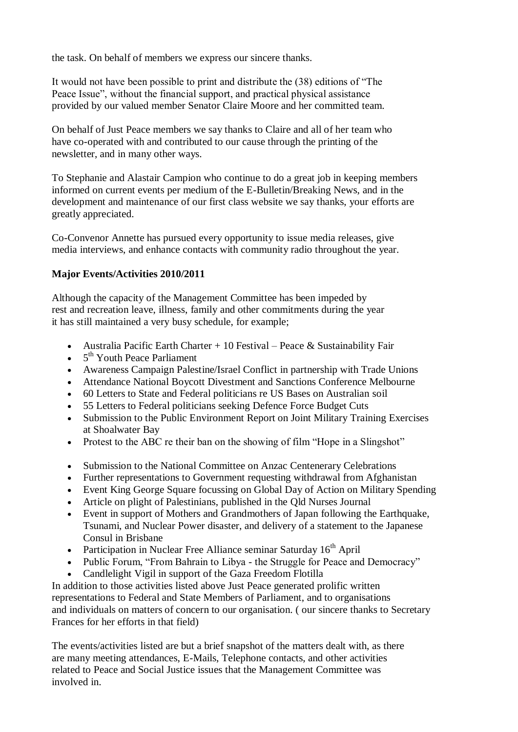the task. On behalf of members we express our sincere thanks.

It would not have been possible to print and distribute the (38) editions of "The Peace Issue", without the financial support, and practical physical assistance provided by our valued member Senator Claire Moore and her committed team.

On behalf of Just Peace members we say thanks to Claire and all of her team who have co-operated with and contributed to our cause through the printing of the newsletter, and in many other ways.

To Stephanie and Alastair Campion who continue to do a great job in keeping members informed on current events per medium of the E-Bulletin/Breaking News, and in the development and maintenance of our first class website we say thanks, your efforts are greatly appreciated.

Co-Convenor Annette has pursued every opportunity to issue media releases, give media interviews, and enhance contacts with community radio throughout the year.

**Major Events/Activities 2010/2011**

Although the capacity of the Management Committee has been impeded by rest and recreation leave, illness, family and other commitments during the year it has still maintained a very busy schedule, for example;

- Australia Pacific Earth Charter + 10 Festival – Peace & Sustainability Fair
- 5th Youth Peace Parliament
- Awareness Campaign Palestine/Israel Conflict in partnership with Trade Unions
- Attendance National Boycott Divestment and Sanctions Conference Melbourne
- 60 Letters to State and Federal politicians re US Bases on Australian soil
- 55 Letters to Federal politicians seeking Defence Force Budget Cuts
- Submission to the Public Environment Report on Joint Military Training Exercises at Shoalwater Bay
- Protest to the ABC re their ban on the showing of film "Hope in a Slingshot"
- Submission to the National Committee on Anzac Centenerary Celebrations
- Further representations to Government requesting withdrawal from Afghanistan
- Event King George Square focussing on Global Day of Action on Military Spending
- Article on plight of Palestinians, published in the Qld Nurses Journal
- Event in support of Mothers and Grandmothers of Japan following the Earthquake, Tsunami, and Nuclear Power disaster, and delivery of a statement to the Japanese Consul in Brisbane
- Participation in Nuclear Free Alliance seminar Saturday 16th April
- Public Forum, "From Bahrain to Libya - the Struggle for Peace and Democracy"
- Candlelight Vigil in support of the Gaza Freedom Flotilla

In addition to those activities listed above Just Peace generated prolific written representations to Federal and State Members of Parliament, and to organisations and individuals on matters of concern to our organisation. ( our sincere thanks to Secretary Frances for her efforts in that field)

The events/activities listed are but a brief snapshot of the matters dealt with, as there are many meeting attendances, E-Mails, Telephone contacts, and other activities related to Peace and Social Justice issues that the Management Committee was involved in.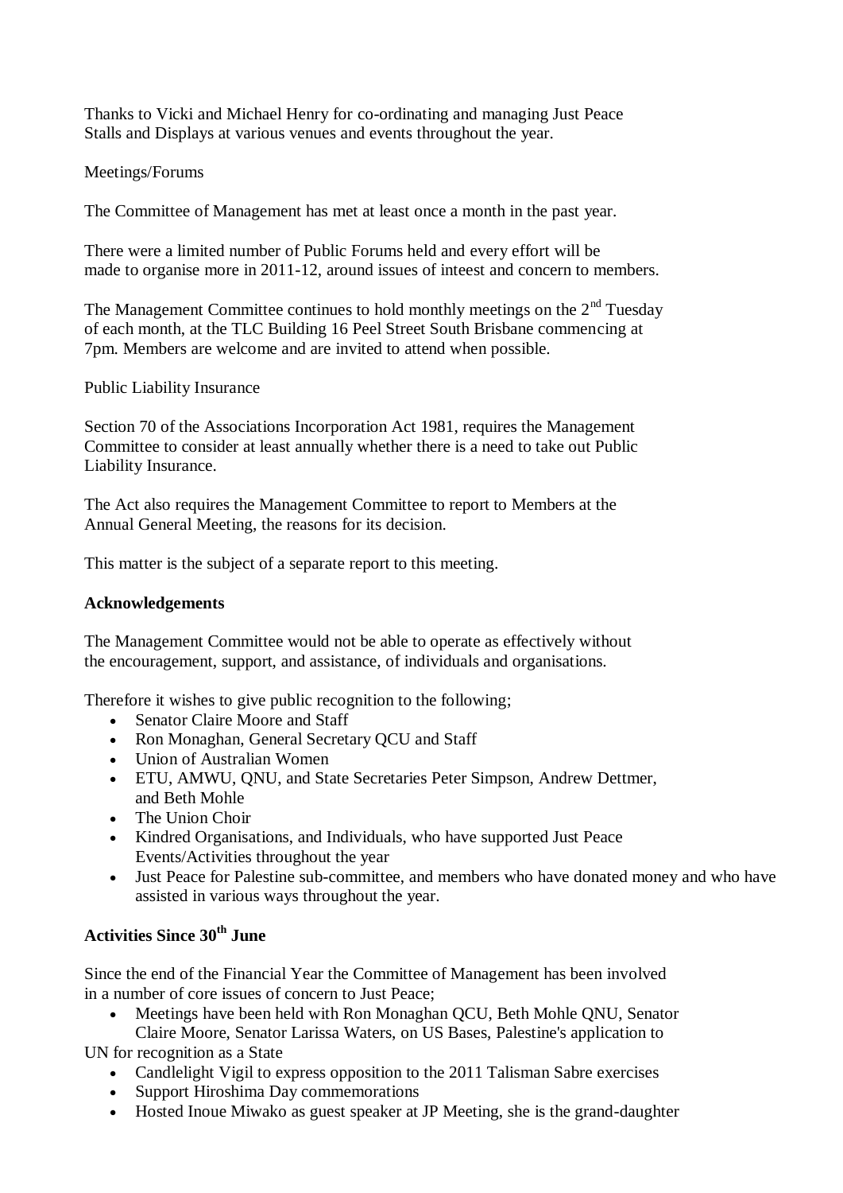Thanks to Vicki and Michael Henry for co-ordinating and managing Just Peace Stalls and Displays at various venues and events throughout the year.

Meetings/Forums

The Committee of Management has met at least once a month in the past year.

There were a limited number of Public Forums held and every effort will be made to organise more in 2011-12, around issues of inteest and concern to members.

The Management Committee continues to hold monthly meetings on the 2nd Tuesday of each month, at the TLC Building 16 Peel Street South Brisbane commencing at 7pm. Members are welcome and are invited to attend when possible.

Public Liability Insurance

Section 70 of the Associations Incorporation Act 1981, requires the Management Committee to consider at least annually whether there is a need to take out Public Liability Insurance.

The Act also requires the Management Committee to report to Members at the Annual General Meeting, the reasons for its decision.

This matter is the subject of a separate report to this meeting.

**Acknowledgements**

The Management Committee would not be able to operate as effectively without the encouragement, support, and assistance, of individuals and organisations.

Therefore it wishes to give public recognition to the following;

- Senator Claire Moore and Staff
- Ron Monaghan, General Secretary QCU and Staff
- Union of Australian Women
- ETU, AMWU, QNU, and State Secretaries Peter Simpson, Andrew Dettmer, and Beth Mohle
- The Union Choir
- Kindred Organisations, and Individuals, who have supported Just Peace Events/Activities throughout the year
- Just Peace for Palestine sub-committee, and members who have donated money and who have assisted in various ways throughout the year.

**Activities Since 30th June**

Since the end of the Financial Year the Committee of Management has been involved in a number of core issues of concern to Just Peace;

- Meetings have been held with Ron Monaghan QCU, Beth Mohle QNU, Senator Claire Moore, Senator Larissa Waters, on US Bases, Palestine's application to UN for recognition as a State
- Candlelight Vigil to express opposition to the 2011 Talisman Sabre exercises
- Support Hiroshima Day commemorations
- Hosted Inoue Miwako as guest speaker at JP Meeting, she is the grand-daughter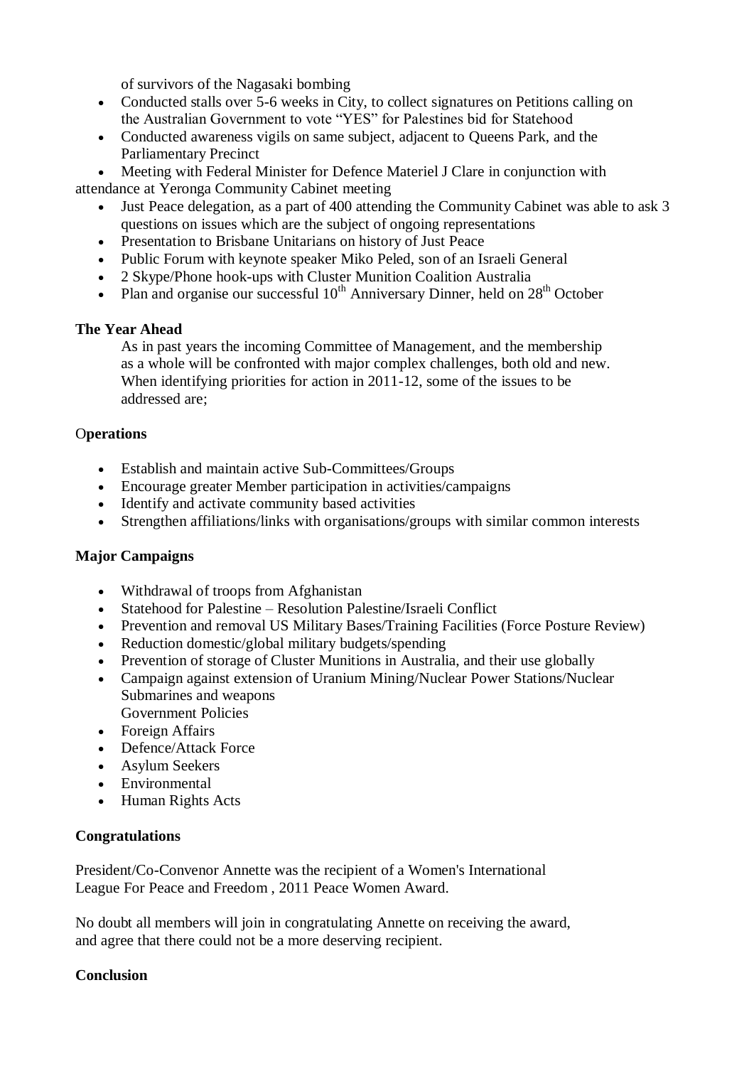of survivors of the Nagasaki bombing

- Conducted stalls over 5-6 weeks in City, to collect signatures on Petitions calling on the Australian Government to vote "YES" for Palestines bid for Statehood
- Conducted awareness vigils on same subject, adjacent to Queens Park, and the Parliamentary Precinct
- Meeting with Federal Minister for Defence Materiel J Clare in conjunction with attendance at Yeronga Community Cabinet meeting
- Just Peace delegation, as a part of 400 attending the Community Cabinet was able to ask 3 questions on issues which are the subject of ongoing representations
- Presentation to Brisbane Unitarians on history of Just Peace
- Public Forum with keynote speaker Miko Peled, son of an Israeli General
- 2 Skype/Phone hook-ups with Cluster Munition Coalition Australia
- Plan and organise our successful 10th Anniversary Dinner, held on 28th October

**The Year Ahead**

As in past years the incoming Committee of Management, and the membership as a whole will be confronted with major complex challenges, both old and new. When identifying priorities for action in 2011-12, some of the issues to be addressed are;

O**perations**

- Establish and maintain active Sub-Committees/Groups
- Encourage greater Member participation in activities/campaigns
- Identify and activate community based activities
- Strengthen affiliations/links with organisations/groups with similar common interests

**Major Campaigns**

- Withdrawal of troops from Afghanistan
- Statehood for Palestine – Resolution Palestine/Israeli Conflict
- Prevention and removal US Military Bases/Training Facilities (Force Posture Review)
- Reduction domestic/global military budgets/spending
- Prevention of storage of Cluster Munitions in Australia, and their use globally
- Campaign against extension of Uranium Mining/Nuclear Power Stations/Nuclear Submarines and weapons
  Government Policies
- Foreign Affairs
- Defence/Attack Force
- Asylum Seekers
- Environmental
- Human Rights Acts

**Congratulations**

President/Co-Convenor Annette was the recipient of a Women's International League For Peace and Freedom , 2011 Peace Women Award.

No doubt all members will join in congratulating Annette on receiving the award, and agree that there could not be a more deserving recipient.

**Conclusion**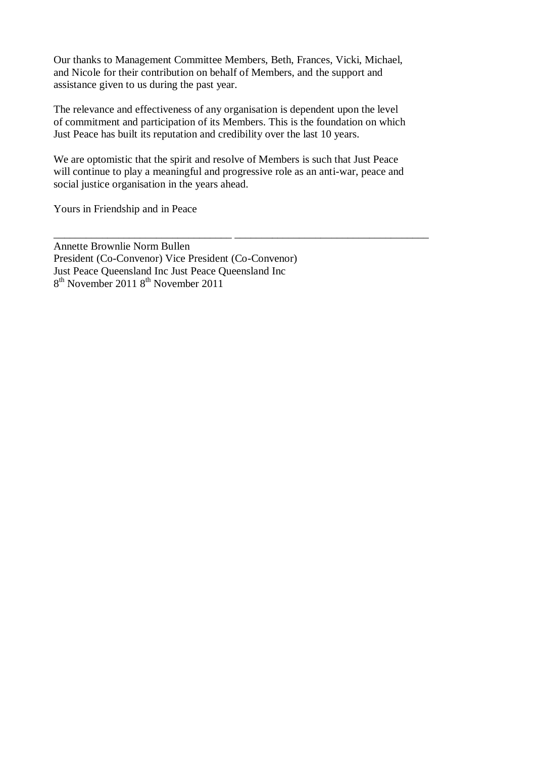Our thanks to Management Committee Members, Beth, Frances, Vicki, Michael, and Nicole for their contribution on behalf of Members, and the support and assistance given to us during the past year.

The relevance and effectiveness of any organisation is dependent upon the level of commitment and participation of its Members. This is the foundation on which Just Peace has built its reputation and credibility over the last 10 years.

We are optomistic that the spirit and resolve of Members is such that Just Peace will continue to play a meaningful and progressive role as an anti-war, peace and social justice organisation in the years ahead.

Yours in Friendship and in Peace

| | |
|---|---|
| _______________________________ | ___________________________________ |
| Annette Brownlie | Norm Bullen |
| President (Co-Convenor) | Vice President (Co-Convenor) |
| Just Peace Queensland Inc | Just Peace Queensland Inc |
| 8th November 2011 | 8th November 2011 |